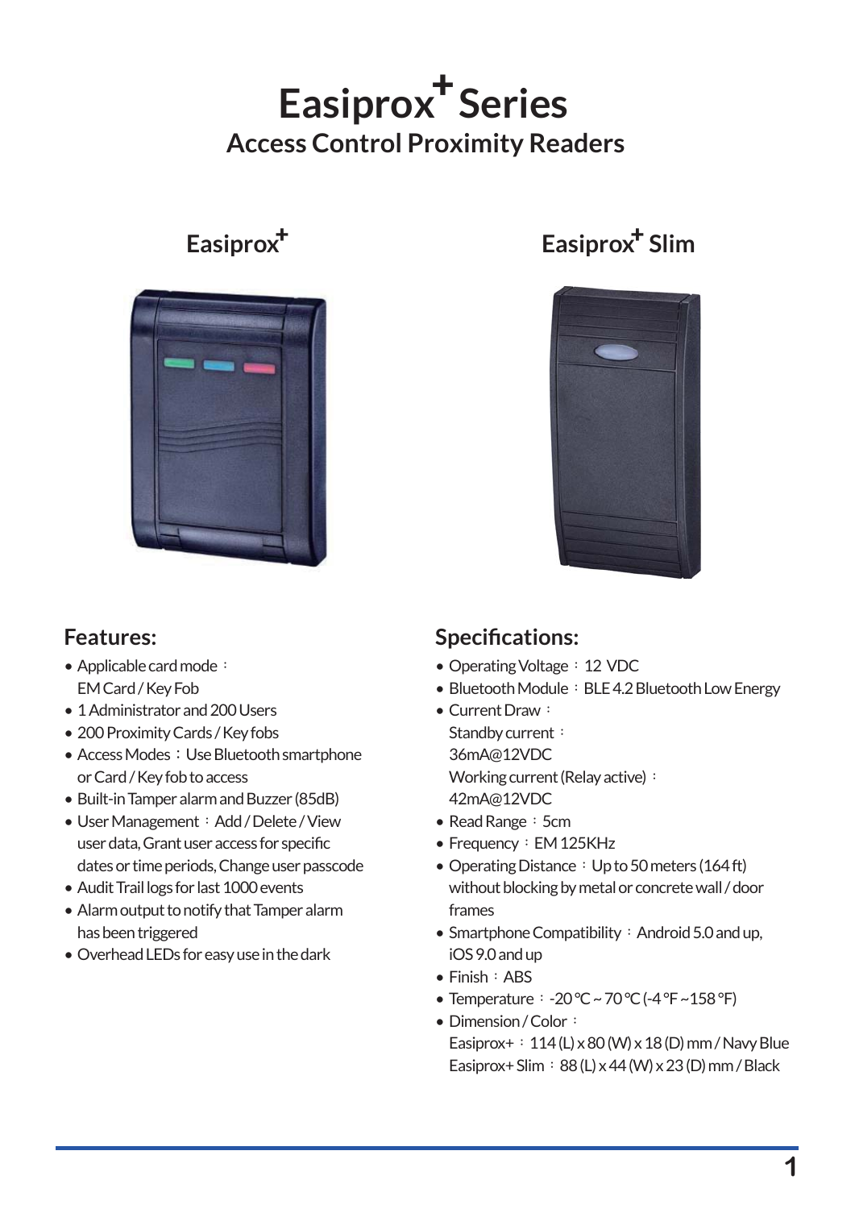# Easiprox+ Series

## Access Control Proximity Readers

### Easiprox+

### Easiprox+ Slim

### Features:

- Applicable card mode：
  EM Card / Key Fob
- 1 Administrator and 200 Users
- 200 Proximity Cards / Key fobs
- Access Modes：Use Bluetooth smartphone or Card / Key fob to access
- Built-in Tamper alarm and Buzzer (85dB)
- User Management：Add / Delete / View user data, Grant user access for specific dates or time periods, Change user passcode
- Audit Trail logs for last 1000 events
- Alarm output to notify that Tamper alarm has been triggered
- Overhead LEDs for easy use in the dark

### Specifications:

- Operating Voltage：12 VDC
- Bluetooth Module：BLE 4.2 Bluetooth Low Energy
- Current Draw：
  Standby current：
  36mA@12VDC
  Working current (Relay active)：
  42mA@12VDC
- Read Range：5cm
- Frequency：EM 125KHz
- Operating Distance：Up to 50 meters (164 ft) without blocking by metal or concrete wall / door frames
- Smartphone Compatibility：Android 5.0 and up, iOS 9.0 and up
- Finish：ABS
- Temperature：-20 ℃ ~ 70 ℃ (-4 ℉ ~158 ℉)
- Dimension / Color：
  Easiprox+：114 (L) x 80 (W) x 18 (D) mm / Navy Blue
  Easiprox+ Slim：88 (L) x 44 (W) x 23 (D) mm / Black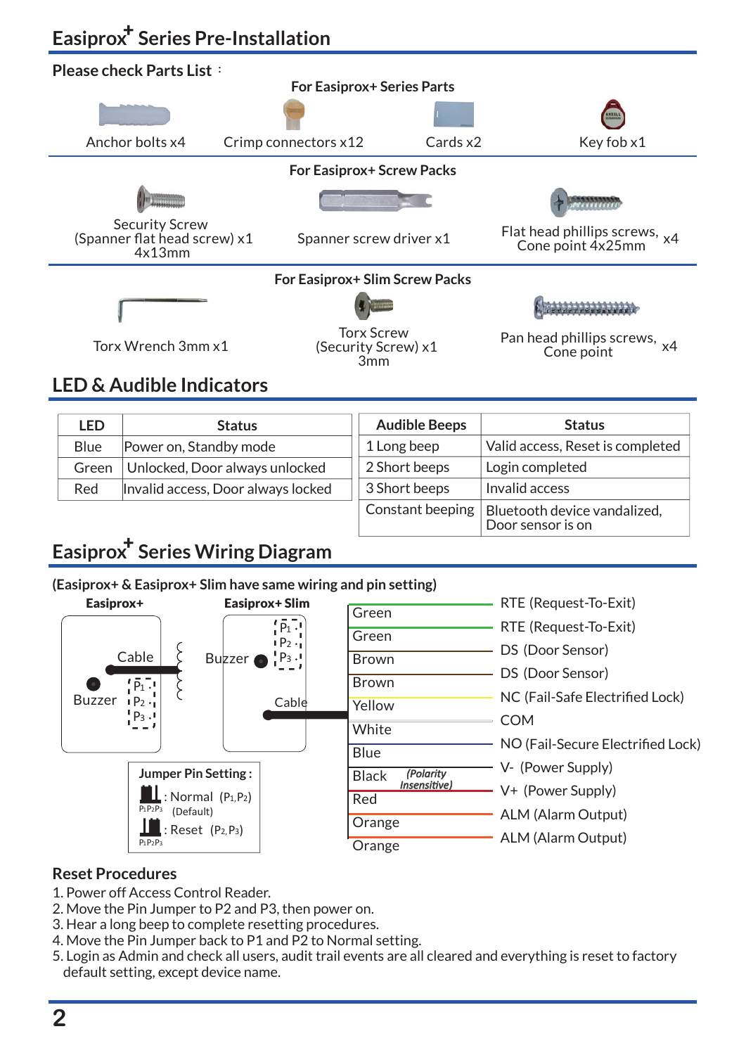## Easiprox+ Series Pre-Installation

**Please check Parts List** :

**For Easiprox+ Series Parts**

| Anchor bolts x4 | Crimp connectors x12 | Cards x2 | Key fob x1 |
|---|---|---|---|

**For Easiprox+ Screw Packs**

| Security Screw (Spanner flat head screw) x1 4x13mm | Spanner screw driver x1 | Flat head phillips screws, Cone point 4x25mm x4 |
|---|---|---|

**For Easiprox+ Slim Screw Packs**

| Torx Wrench 3mm x1 | Torx Screw (Security Screw) x1 3mm | Pan head phillips screws, Cone point x4 |
|---|---|---|

## LED & Audible Indicators

| LED | Status |
|---|---|
| Blue | Power on, Standby mode |
| Green | Unlocked, Door always unlocked |
| Red | Invalid access, Door always locked |

| Audible Beeps | Status |
|---|---|
| 1 Long beep | Valid access, Reset is completed |
| 2 Short beeps | Login completed |
| 3 Short beeps | Invalid access |
| Constant beeping | Bluetooth device vandalized, Door sensor is on |

## Easiprox+ Series Wiring Diagram

**(Easiprox+ & Easiprox+ Slim have same wiring and pin setting)**

**Easiprox+** — Cable, Buzzer, P1, P2, P3

**Easiprox+ Slim** — Buzzer, Cable, P1, P2, P3

| Wire | Function |
|---|---|
| Green | RTE (Request-To-Exit) |
| Green | RTE (Request-To-Exit) |
| Brown | DS (Door Sensor) |
| Brown | DS (Door Sensor) |
| Yellow | NC (Fail-Safe Electrified Lock) |
| White | COM |
| Blue | NO (Fail-Secure Electrified Lock) |
| Black | V- (Power Supply) |
| Red | V+ (Power Supply) |
| Orange | ALM (Alarm Output) |
| Orange | ALM (Alarm Output) |

*(Polarity Insensitive)*

**Jumper Pin Setting :**

- P1P2P3 : Normal (P1,P2) (Default)
- P1P2P3 : Reset (P2,P3)

### Reset Procedures

1. Power off Access Control Reader.
2. Move the Pin Jumper to P2 and P3, then power on.
3. Hear a long beep to complete resetting procedures.
4. Move the Pin Jumper back to P1 and P2 to Normal setting.
5. Login as Admin and check all users, audit trail events are all cleared and everything is reset to factory default setting, except device name.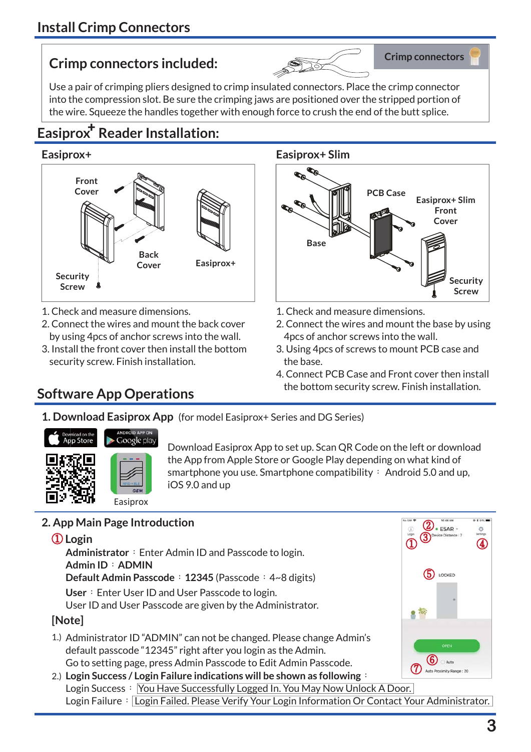## Install Crimp Connectors

### Crimp connectors included:

Crimp connectors

Use a pair of crimping pliers designed to crimp insulated connectors. Place the crimp connector into the compression slot. Be sure the crimping jaws are positioned over the stripped portion of the wire. Squeeze the handles together with enough force to crush the end of the butt splice.

## Easiprox+ Reader Installation:

### Easiprox+

Front Cover, Back Cover, Security Screw, Easiprox+

1. Check and measure dimensions.
2. Connect the wires and mount the back cover by using 4pcs of anchor screws into the wall.
3. Install the front cover then install the bottom security screw. Finish installation.

### Easiprox+ Slim

PCB Case, Easiprox+ Slim Front Cover, Base, Security Screw

1. Check and measure dimensions.
2. Connect the wires and mount the base by using 4pcs of anchor screws into the wall.
3. Using 4pcs of screws to mount PCB case and the base.
4. Connect PCB Case and Front cover then install the bottom security screw. Finish installation.

## Software App Operations

### 1. Download Easiprox App (for model Easiprox+ Series and DG Series)

Download on the App Store | ANDROID APP ON Google play

Easiprox

Download Easiprox App to set up. Scan QR Code on the left or download the App from Apple Store or Google Play depending on what kind of smartphone you use. Smartphone compatibility : Android 5.0 and up, iOS 9.0 and up

### 2. App Main Page Introduction

① **Login**

**Administrator** : Enter Admin ID and Passcode to login.
**Admin ID** : **ADMIN**
**Default Admin Passcode** : **12345** (Passcode : 4~8 digits)

**User** : Enter User ID and User Passcode to login.
User ID and User Passcode are given by the Administrator.

**[Note]**

1.) Administrator ID "ADMIN" can not be changed. Please change Admin's default passcode "12345" right after you login as the Admin. Go to setting page, press Admin Passcode to Edit Admin Passcode.

2.) **Login Success / Login Failure indications will be shown as following** :
Login Success : You Have Successfully Logged In. You May Now Unlock A Door.
Login Failure : Login Failed. Please Verify Your Login Information Or Contact Your Administrator.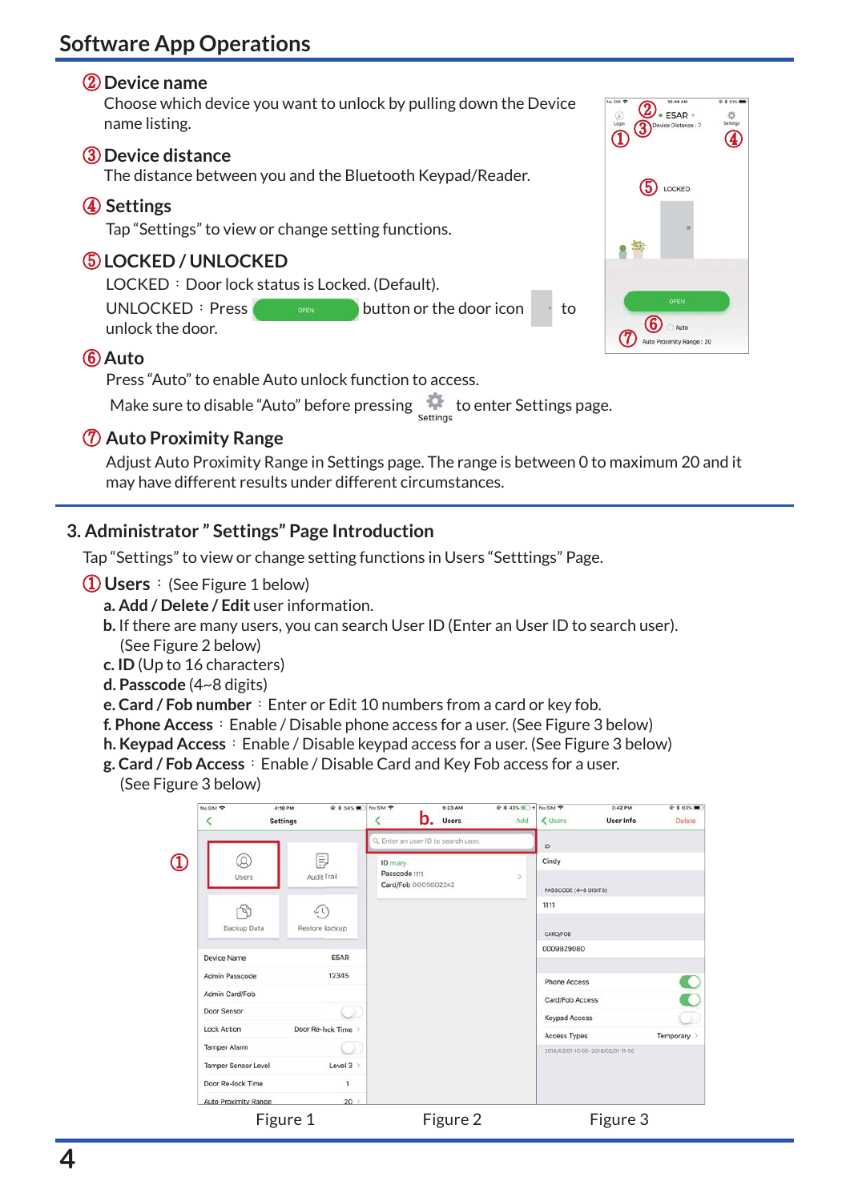## Software App Operations

### ② Device name

Choose which device you want to unlock by pulling down the Device name listing.

### ③ Device distance

The distance between you and the Bluetooth Keypad/Reader.

### ④ Settings

Tap "Settings" to view or change setting functions.

### ⑤ LOCKED / UNLOCKED

LOCKED ︰ Door lock status is Locked. (Default).

UNLOCKED ︰ Press OPEN button or the door icon to unlock the door.

### ⑥ Auto

Press "Auto" to enable Auto unlock function to access.

Make sure to disable "Auto" before pressing Settings to enter Settings page.

### ⑦ Auto Proximity Range

Adjust Auto Proximity Range in Settings page. The range is between 0 to maximum 20 and it may have different results under different circumstances.

## 3. Administrator " Settings" Page Introduction

Tap "Settings" to view or change setting functions in Users "Setttings" Page.

**① Users** ︰ (See Figure 1 below)

**a. Add / Delete / Edit** user information.

**b.** If there are many users, you can search User ID (Enter an User ID to search user). (See Figure 2 below)

**c. ID** (Up to 16 characters)

**d. Passcode** (4~8 digits)

**e. Card / Fob number** ︰ Enter or Edit 10 numbers from a card or key fob.

**f. Phone Access** ︰ Enable / Disable phone access for a user. (See Figure 3 below)

**h. Keypad Access** ︰ Enable / Disable keypad access for a user. (See Figure 3 below)

**g. Card / Fob Access** ︰ Enable / Disable Card and Key Fob access for a user. (See Figure 3 below)

Figure 1 Figure 2 Figure 3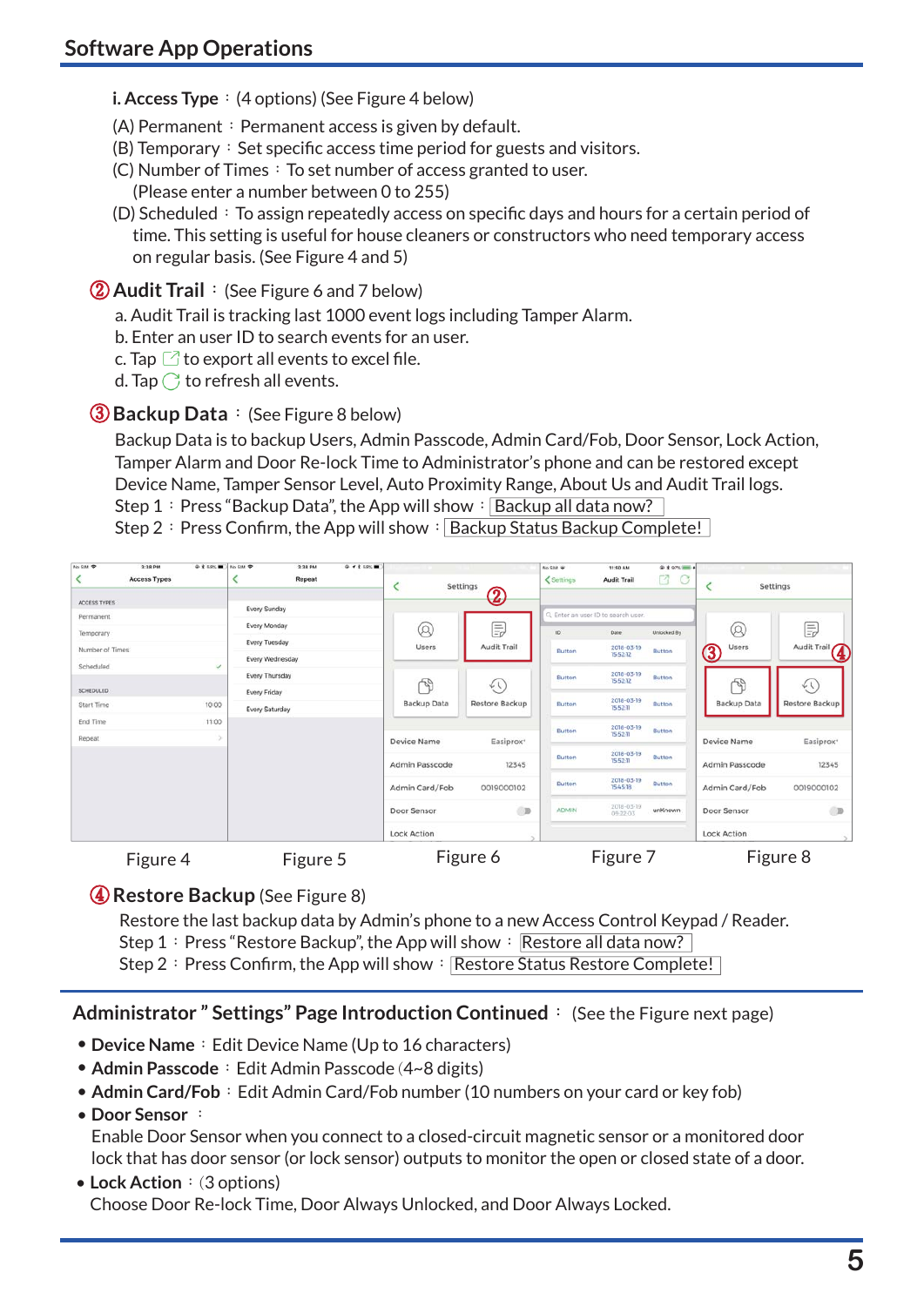## Software App Operations

**i. Access Type** ： (4 options) (See Figure 4 below)

(A) Permanent ： Permanent access is given by default.
(B) Temporary ： Set specific access time period for guests and visitors.
(C) Number of Times ： To set number of access granted to user.
(Please enter a number between 0 to 255)
(D) Scheduled ： To assign repeatedly access on specific days and hours for a certain period of time. This setting is useful for house cleaners or constructors who need temporary access on regular basis. (See Figure 4 and 5)

**② Audit Trail** ： (See Figure 6 and 7 below)

a. Audit Trail is tracking last 1000 event logs including Tamper Alarm.
b. Enter an user ID to search events for an user.
c. Tap to export all events to excel file.
d. Tap to refresh all events.

**③ Backup Data** ： (See Figure 8 below)

Backup Data is to backup Users, Admin Passcode, Admin Card/Fob, Door Sensor, Lock Action, Tamper Alarm and Door Re-lock Time to Administrator's phone and can be restored except Device Name, Tamper Sensor Level, Auto Proximity Range, About Us and Audit Trail logs.
Step 1 ： Press "Backup Data", the App will show ： Backup all data now?
Step 2 ： Press Confirm, the App will show ： Backup Status Backup Complete!

Figure 4 Figure 5 Figure 6 Figure 7 Figure 8

**④ Restore Backup** (See Figure 8)

Restore the last backup data by Admin's phone to a new Access Control Keypad / Reader.
Step 1 ： Press "Restore Backup", the App will show ： Restore all data now?
Step 2 ： Press Confirm, the App will show ： Restore Status Restore Complete!

## Administrator " Settings" Page Introduction Continued ： (See the Figure next page)

- **Device Name** ： Edit Device Name (Up to 16 characters)
- **Admin Passcode** ： Edit Admin Passcode (4~8 digits)
- **Admin Card/Fob** ： Edit Admin Card/Fob number (10 numbers on your card or key fob)
- **Door Sensor** ：
  Enable Door Sensor when you connect to a closed-circuit magnetic sensor or a monitored door lock that has door sensor (or lock sensor) outputs to monitor the open or closed state of a door.
- **Lock Action** ： (3 options)
  Choose Door Re-lock Time, Door Always Unlocked, and Door Always Locked.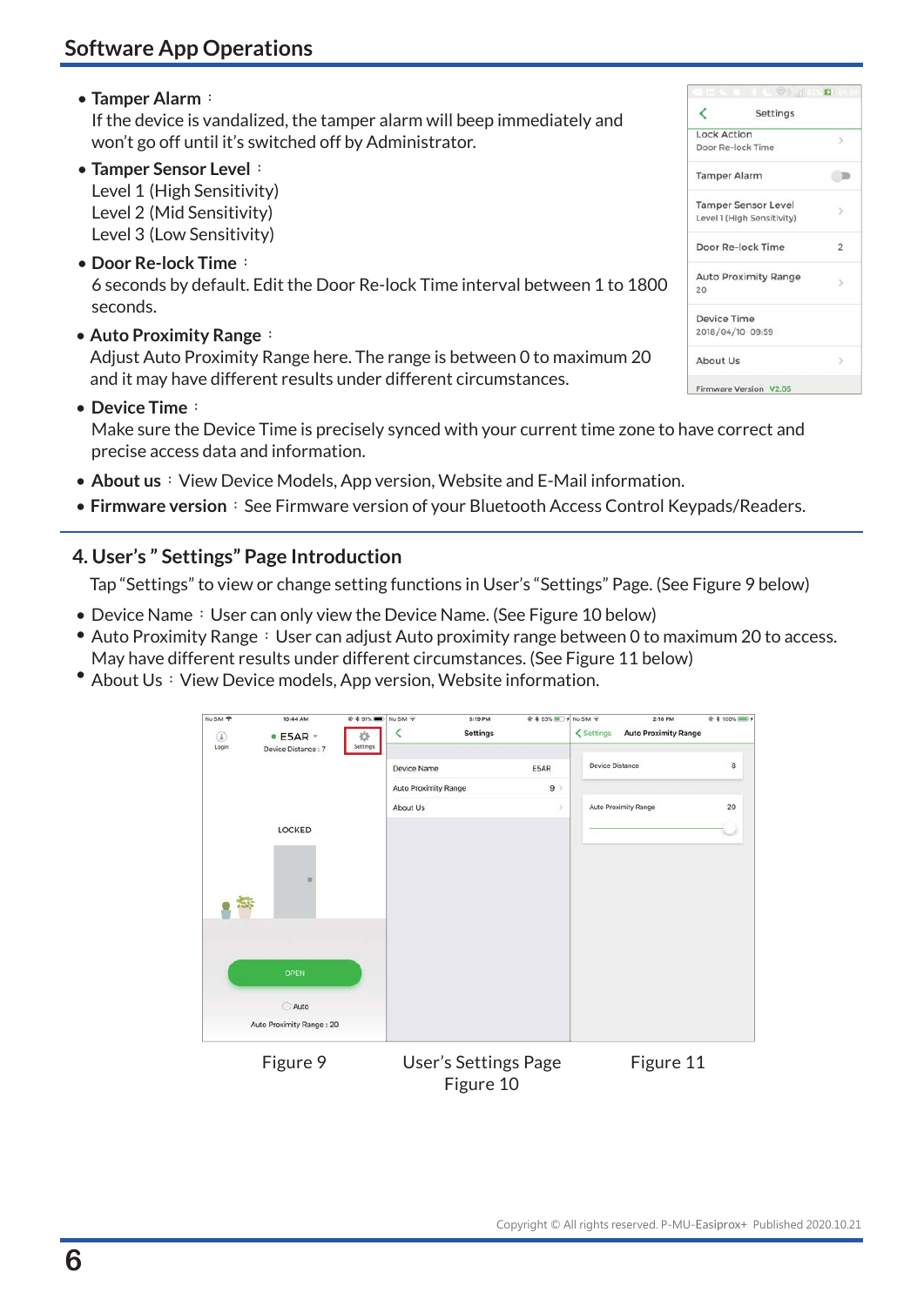## Software App Operations

- **Tamper Alarm** ：
  If the device is vandalized, the tamper alarm will beep immediately and won't go off until it's switched off by Administrator.
- **Tamper Sensor Level** ：
  Level 1 (High Sensitivity)
  Level 2 (Mid Sensitivity)
  Level 3 (Low Sensitivity)
- **Door Re-lock Time** ：
  6 seconds by default. Edit the Door Re-lock Time interval between 1 to 1800 seconds.
- **Auto Proximity Range** ：
  Adjust Auto Proximity Range here. The range is between 0 to maximum 20 and it may have different results under different circumstances.
- **Device Time** ：
  Make sure the Device Time is precisely synced with your current time zone to have correct and precise access data and information.
- **About us** ：View Device Models, App version, Website and E-Mail information.
- **Firmware version** ：See Firmware version of your Bluetooth Access Control Keypads/Readers.

## 4. User's " Settings" Page Introduction

Tap "Settings" to view or change setting functions in User's "Settings" Page. (See Figure 9 below)

- Device Name ：User can only view the Device Name. (See Figure 10 below)
- Auto Proximity Range ：User can adjust Auto proximity range between 0 to maximum 20 to access. May have different results under different circumstances. (See Figure 11 below)
- About Us ：View Device models, App version, Website information.

Figure 9

User's Settings Page
Figure 10

Figure 11

Copyright © All rights reserved. P-MU-Easiprox+ Published 2020.10.21